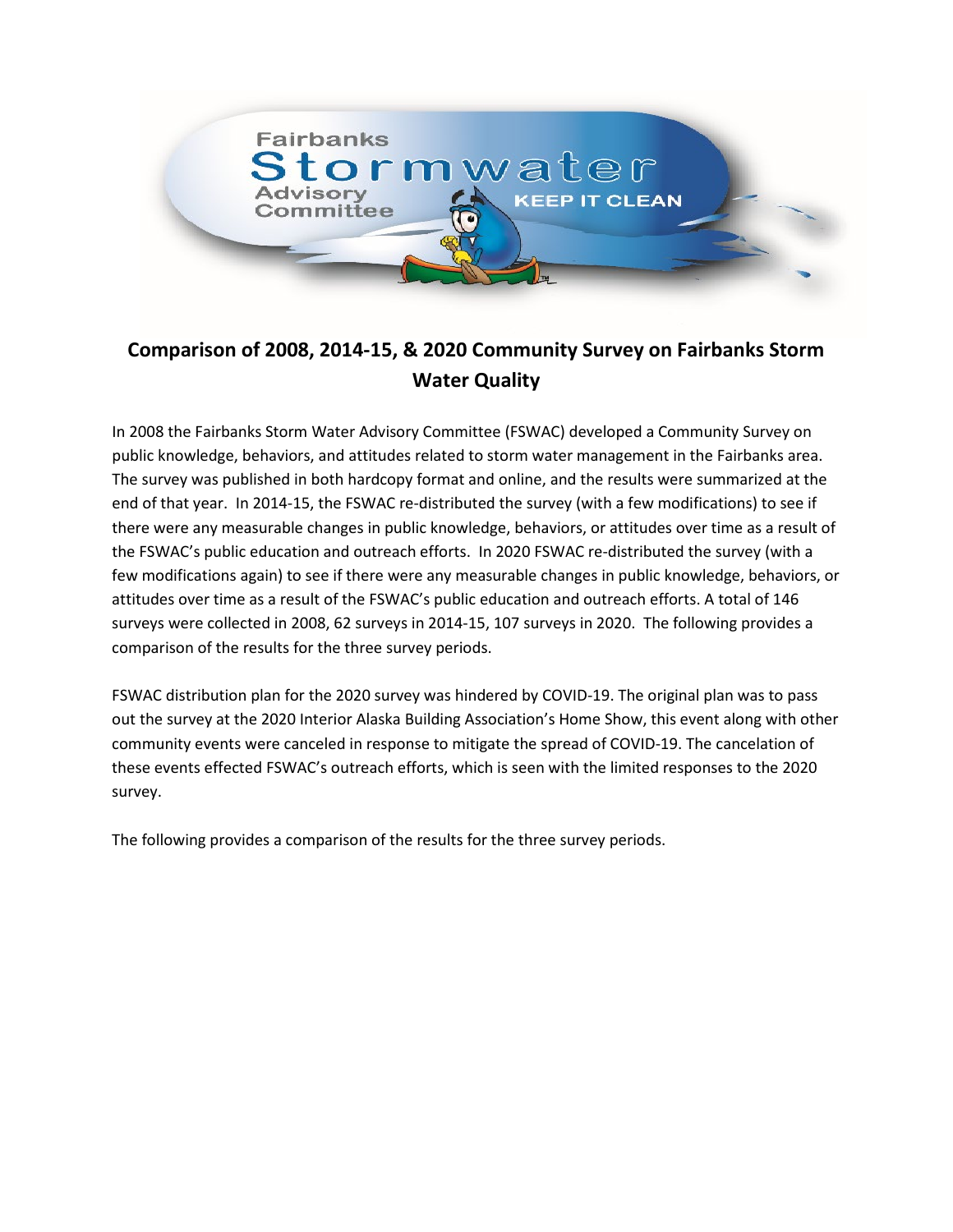# Comparison of 2008, 2014-15, & 2020 Community Survey on Fairbanks Storm Water Quality

In 2008 the Fairbanks Storm Water Advisory Committee (FSWAC) developed a Community Survey on public knowledge, behaviors, and attitudes related to storm water management in the Fairbanks area. The survey was published in both hardcopy format and online, and the results were summarized at the end of that year. In 2014-15, the FSWAC re-distributed the survey (with a few modifications) to see if there were any measurable changes in public knowledge, behaviors, or attitudes over time as a result of the FSWAC's public education and outreach efforts. In 2020 FSWAC re-distributed the survey (with a few modifications again) to see if there were any measurable changes in public knowledge, behaviors, or attitudes over time as a result of the FSWAC's public education and outreach efforts. A total of 146 surveys were collected in 2008, 62 surveys in 2014-15, 107 surveys in 2020. The following provides a comparison of the results for the three survey periods.

FSWAC distribution plan for the 2020 survey was hindered by COVID-19. The original plan was to pass out the survey at the 2020 Interior Alaska Building Association's Home Show, this event along with other community events were canceled in response to mitigate the spread of COVID-19. The cancelation of these events effected FSWAC's outreach efforts, which is seen with the limited responses to the 2020 survey.

The following provides a comparison of the results for the three survey periods.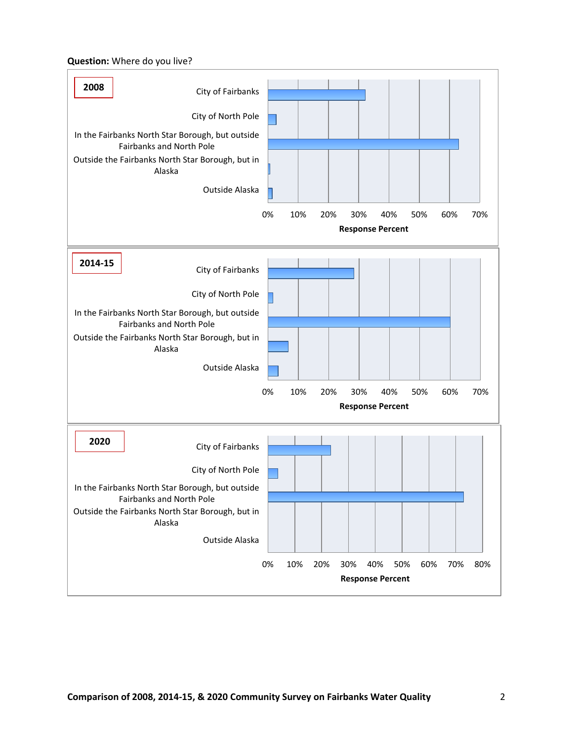**Question:** Where do you live?

**2008**

| Response | Response Percent |
|---|---|
| City of Fairbanks | ~32% |
| City of North Pole | ~3% |
| In the Fairbanks North Star Borough, but outside Fairbanks and North Pole | ~63% |
| Outside the Fairbanks North Star Borough, but in Alaska | ~1% |
| Outside Alaska | ~1% |

**2014-15**

| Response | Response Percent |
|---|---|
| City of Fairbanks | ~28% |
| City of North Pole | ~2% |
| In the Fairbanks North Star Borough, but outside Fairbanks and North Pole | ~60% |
| Outside the Fairbanks North Star Borough, but in Alaska | ~7% |
| Outside Alaska | ~3% |

**2020**

| Response | Response Percent |
|---|---|
| City of Fairbanks | ~23% |
| City of North Pole | ~4% |
| In the Fairbanks North Star Borough, but outside Fairbanks and North Pole | ~73% |
| Outside the Fairbanks North Star Borough, but in Alaska | 0% |
| Outside Alaska | 0% |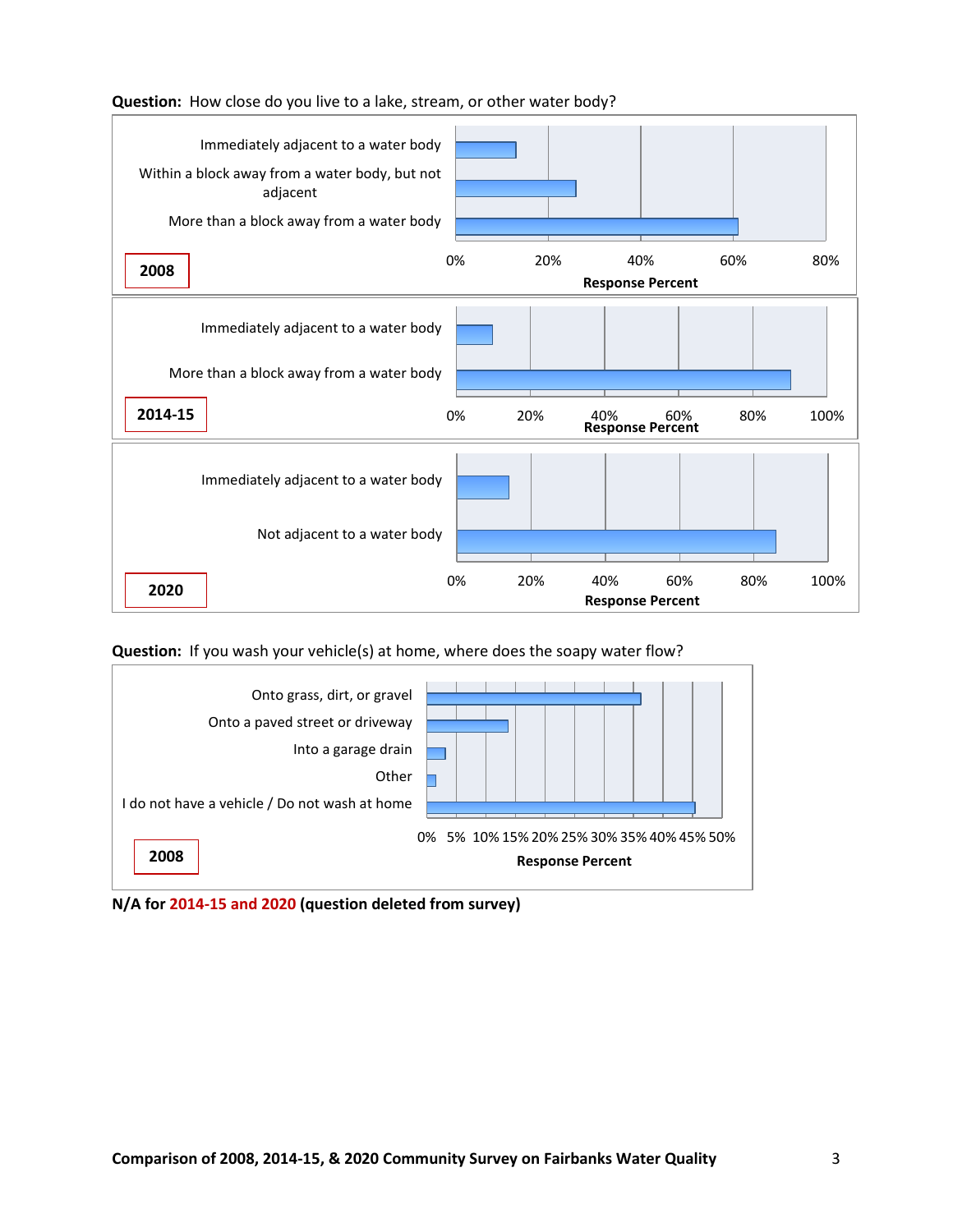**Question:** How close do you live to a lake, stream, or other water body?

**2008**

- Immediately adjacent to a water body
- Within a block away from a water body, but not adjacent
- More than a block away from a water body

Response Percent: 0% 20% 40% 60% 80%

**2014-15**

- Immediately adjacent to a water body
- More than a block away from a water body

Response Percent: 0% 20% 40% 60% 80% 100%

**2020**

- Immediately adjacent to a water body
- Not adjacent to a water body

Response Percent: 0% 20% 40% 60% 80% 100%

**Question:** If you wash your vehicle(s) at home, where does the soapy water flow?

**2008**

- Onto grass, dirt, or gravel
- Onto a paved street or driveway
- Into a garage drain
- Other
- I do not have a vehicle / Do not wash at home

Response Percent: 0% 5% 10% 15% 20% 25% 30% 35% 40% 45% 50%

**N/A for 2014-15 and 2020 (question deleted from survey)**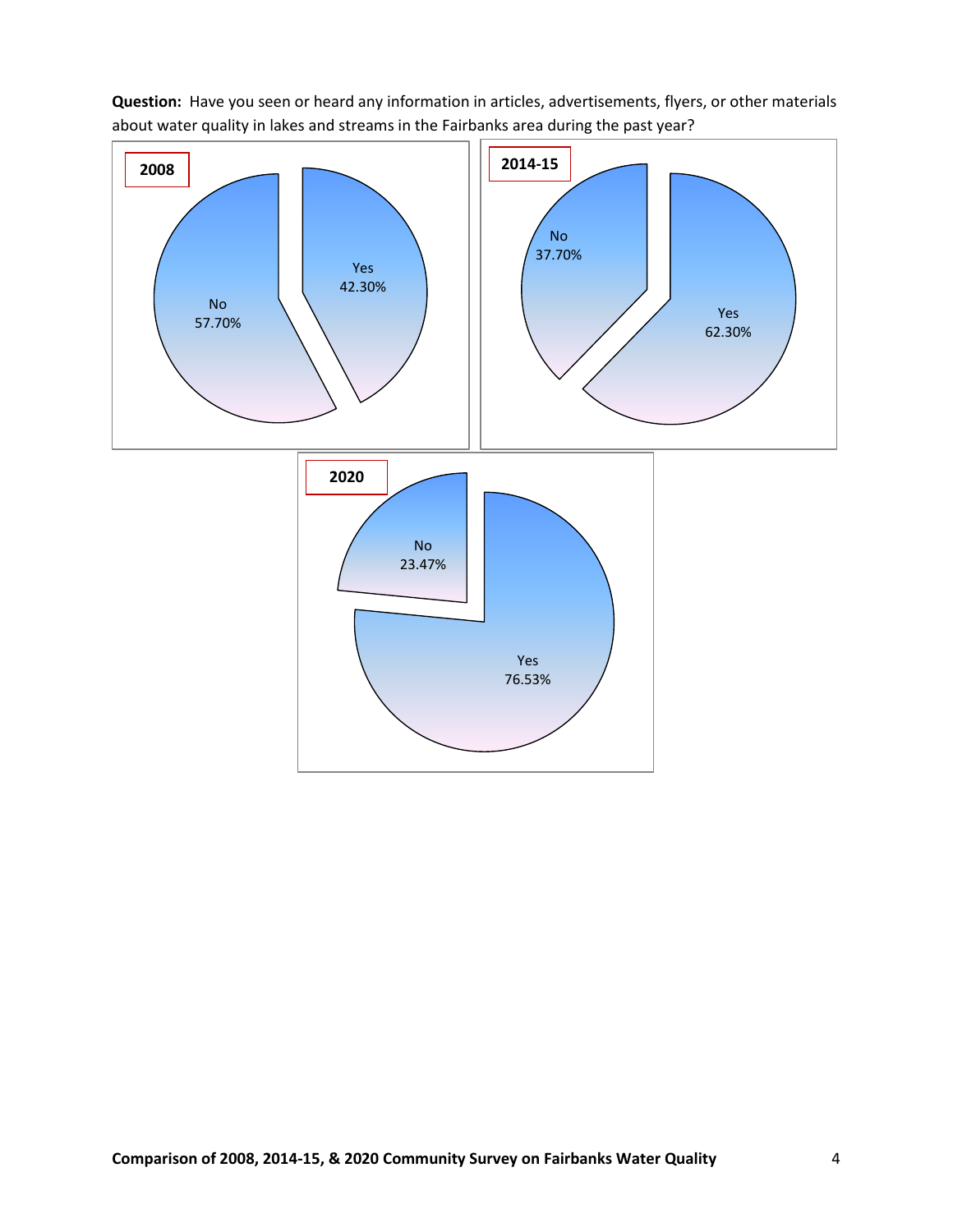**Question:** Have you seen or heard any information in articles, advertisements, flyers, or other materials about water quality in lakes and streams in the Fairbanks area during the past year?

**2008**

No 57.70%

Yes 42.30%

**2014-15**

No 37.70%

Yes 62.30%

**2020**

No 23.47%

Yes 76.53%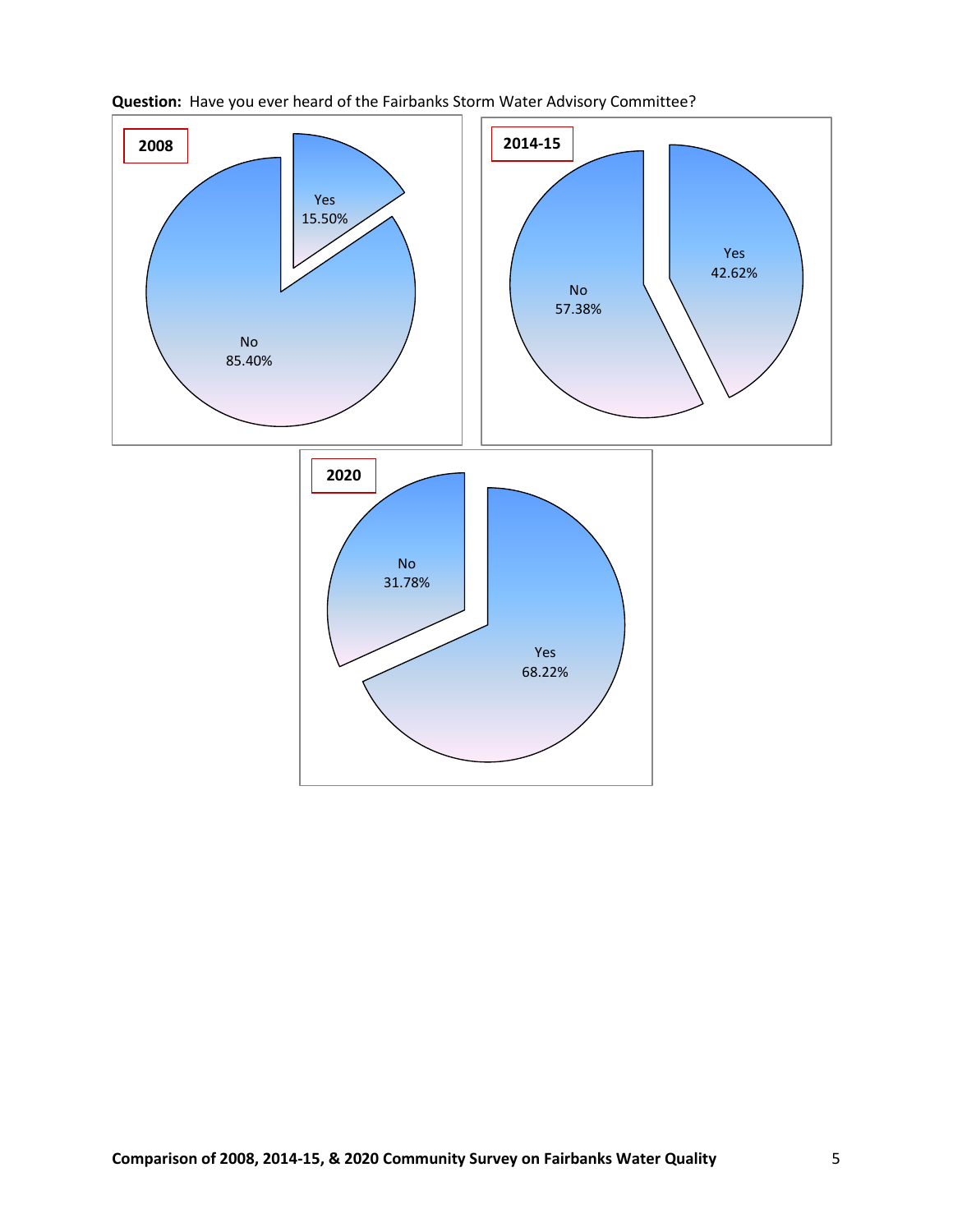**Question:** Have you ever heard of the Fairbanks Storm Water Advisory Committee?

**2008**

Yes 15.50%

No 85.40%

**2014-15**

No 57.38%

Yes 42.62%

**2020**

No 31.78%

Yes 68.22%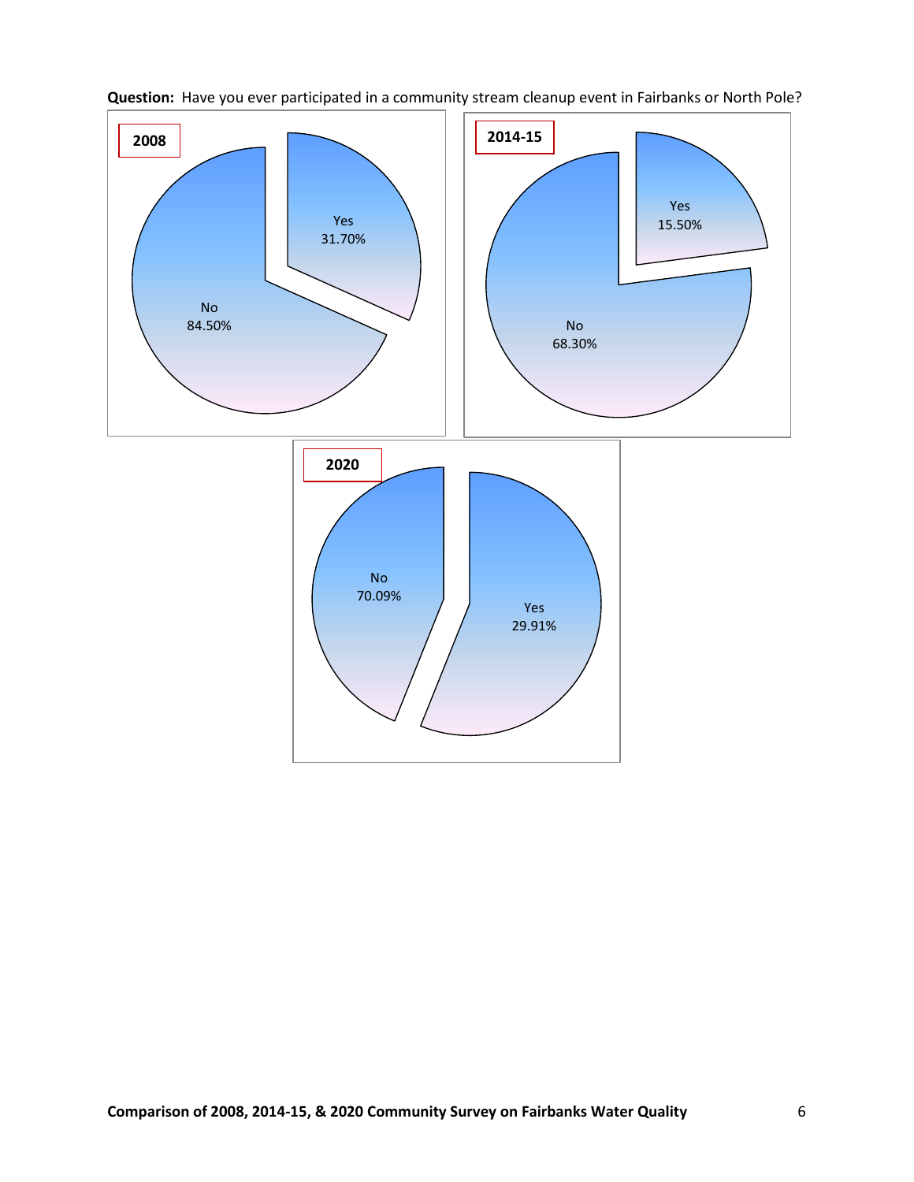**Question:** Have you ever participated in a community stream cleanup event in Fairbanks or North Pole?

**2008**

Yes 31.70%

No 84.50%

**2014-15**

Yes 15.50%

No 68.30%

**2020**

No 70.09%

Yes 29.91%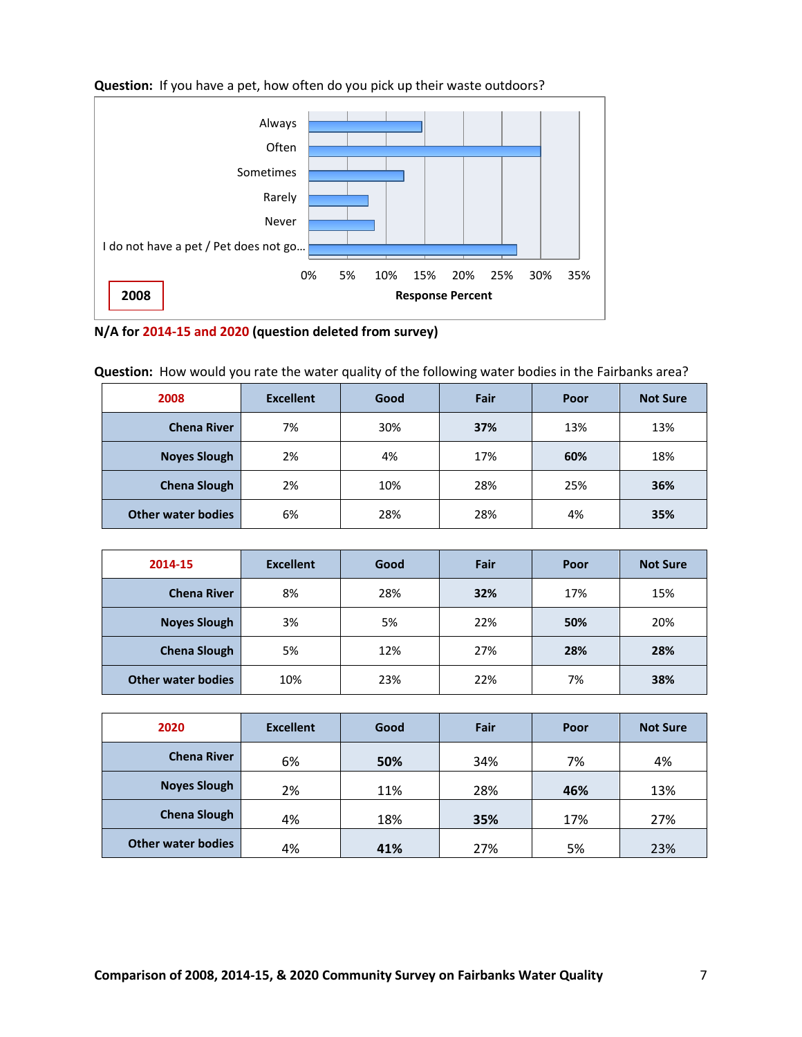**Question:** If you have a pet, how often do you pick up their waste outdoors?

Always
Often
Sometimes
Rarely
Never
I do not have a pet / Pet does not go...

0% 5% 10% 15% 20% 25% 30% 35%

Response Percent

2008

**N/A for 2014-15 and 2020 (question deleted from survey)**

**Question:** How would you rate the water quality of the following water bodies in the Fairbanks area?

| 2008 | Excellent | Good | Fair | Poor | Not Sure |
|---|---|---|---|---|---|
| Chena River | 7% | 30% | **37%** | 13% | 13% |
| Noyes Slough | 2% | 4% | 17% | **60%** | 18% |
| Chena Slough | 2% | 10% | 28% | 25% | **36%** |
| Other water bodies | 6% | 28% | 28% | 4% | **35%** |

| 2014-15 | Excellent | Good | Fair | Poor | Not Sure |
|---|---|---|---|---|---|
| Chena River | 8% | 28% | **32%** | 17% | 15% |
| Noyes Slough | 3% | 5% | 22% | **50%** | 20% |
| Chena Slough | 5% | 12% | 27% | **28%** | **28%** |
| Other water bodies | 10% | 23% | 22% | 7% | **38%** |

| 2020 | Excellent | Good | Fair | Poor | Not Sure |
|---|---|---|---|---|---|
| Chena River | 6% | **50%** | 34% | 7% | 4% |
| Noyes Slough | 2% | 11% | 28% | **46%** | 13% |
| Chena Slough | 4% | 18% | **35%** | 17% | 27% |
| Other water bodies | 4% | **41%** | 27% | 5% | 23% |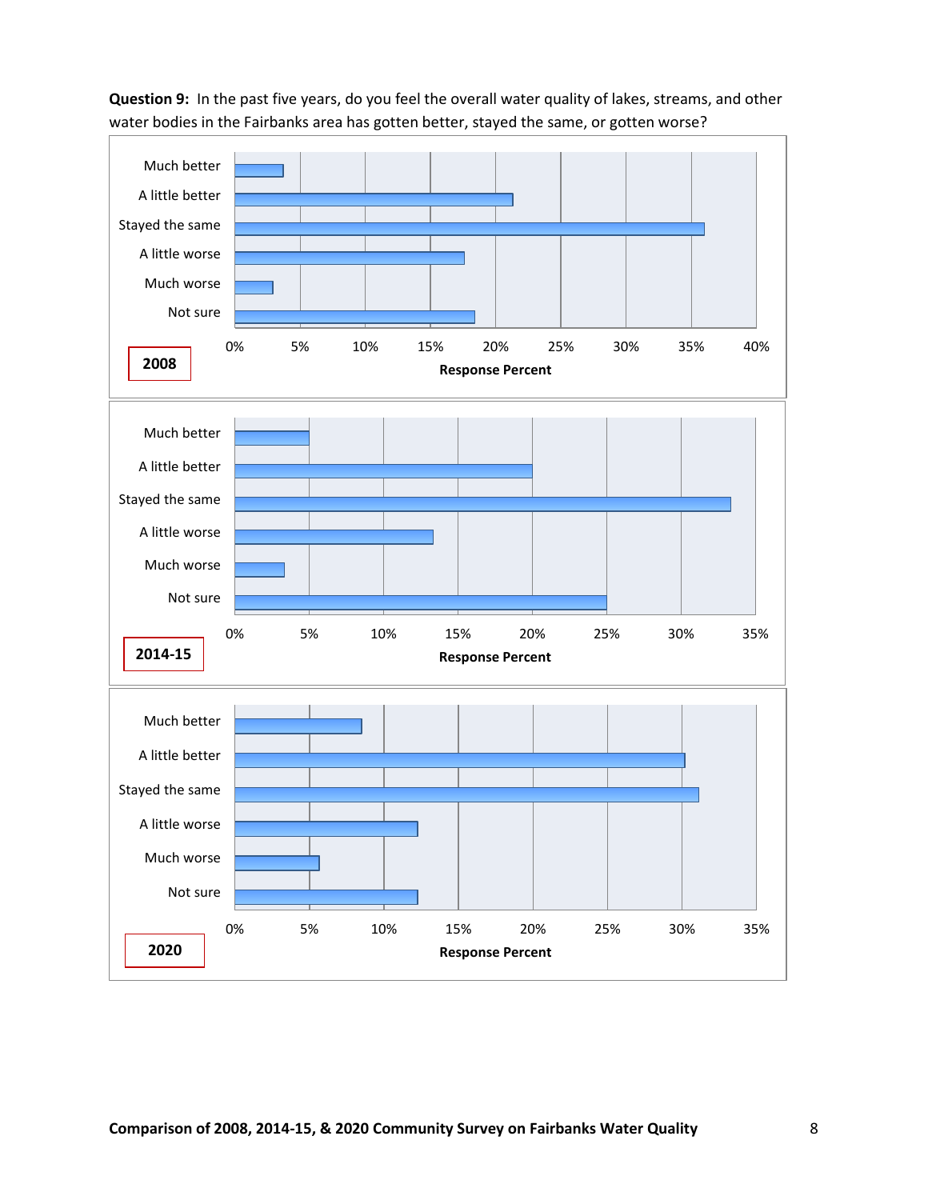**Question 9:** In the past five years, do you feel the overall water quality of lakes, streams, and other water bodies in the Fairbanks area has gotten better, stayed the same, or gotten worse?

**2008**

Much better
A little better
Stayed the same
A little worse
Much worse
Not sure

0% 5% 10% 15% 20% 25% 30% 35% 40%

**Response Percent**

**2014-15**

Much better
A little better
Stayed the same
A little worse
Much worse
Not sure

0% 5% 10% 15% 20% 25% 30% 35%

**Response Percent**

**2020**

Much better
A little better
Stayed the same
A little worse
Much worse
Not sure

0% 5% 10% 15% 20% 25% 30% 35%

**Response Percent**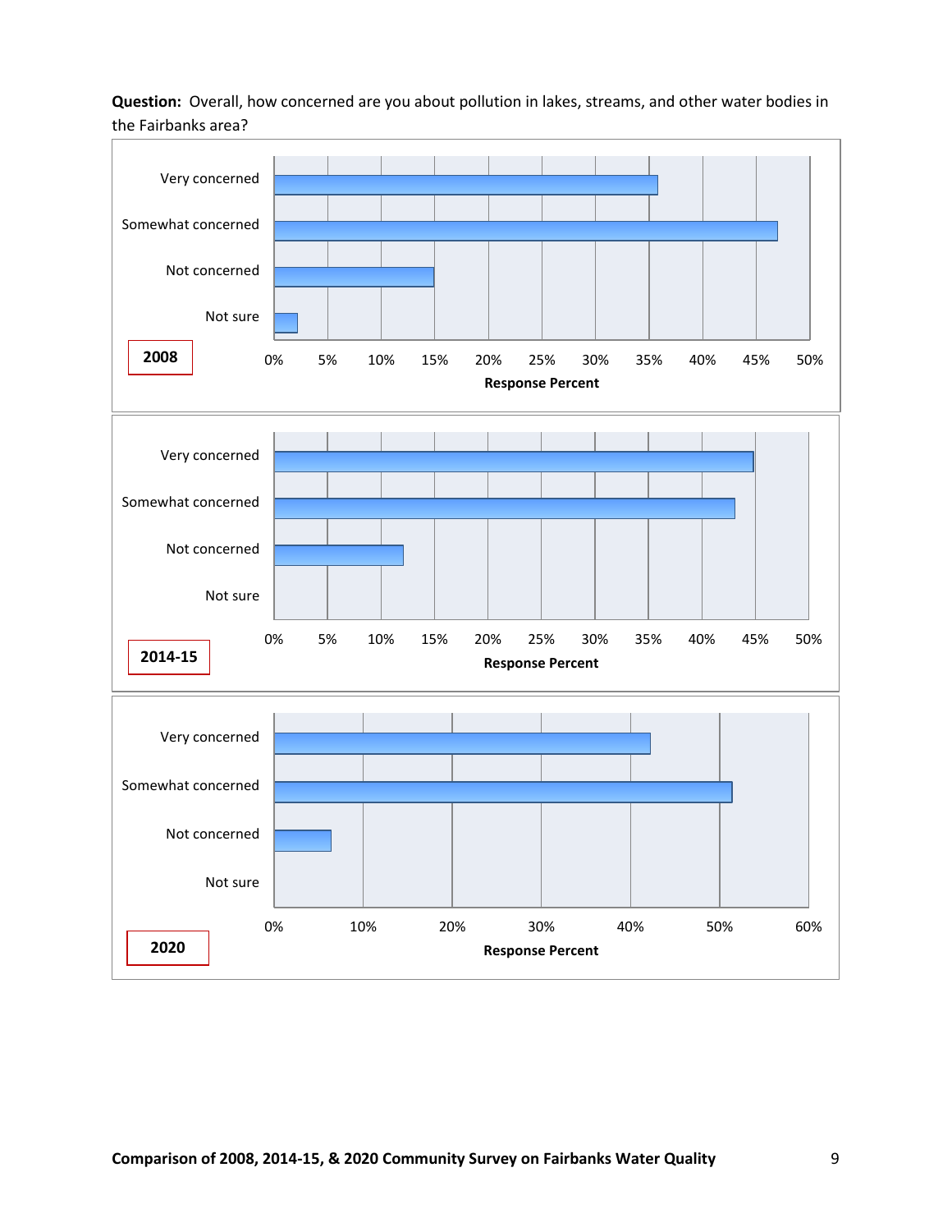**Question:** Overall, how concerned are you about pollution in lakes, streams, and other water bodies in the Fairbanks area?

**2008**

| Response | Response Percent |
|---|---|
| Very concerned | ~36% |
| Somewhat concerned | ~47% |
| Not concerned | ~15% |
| Not sure | ~2% |

**2014-15**

| Response | Response Percent |
|---|---|
| Very concerned | ~45% |
| Somewhat concerned | ~43% |
| Not concerned | ~12% |
| Not sure | ~0% |

**2020**

| Response | Response Percent |
|---|---|
| Very concerned | ~42% |
| Somewhat concerned | ~51% |
| Not concerned | ~6% |
| Not sure | ~0% |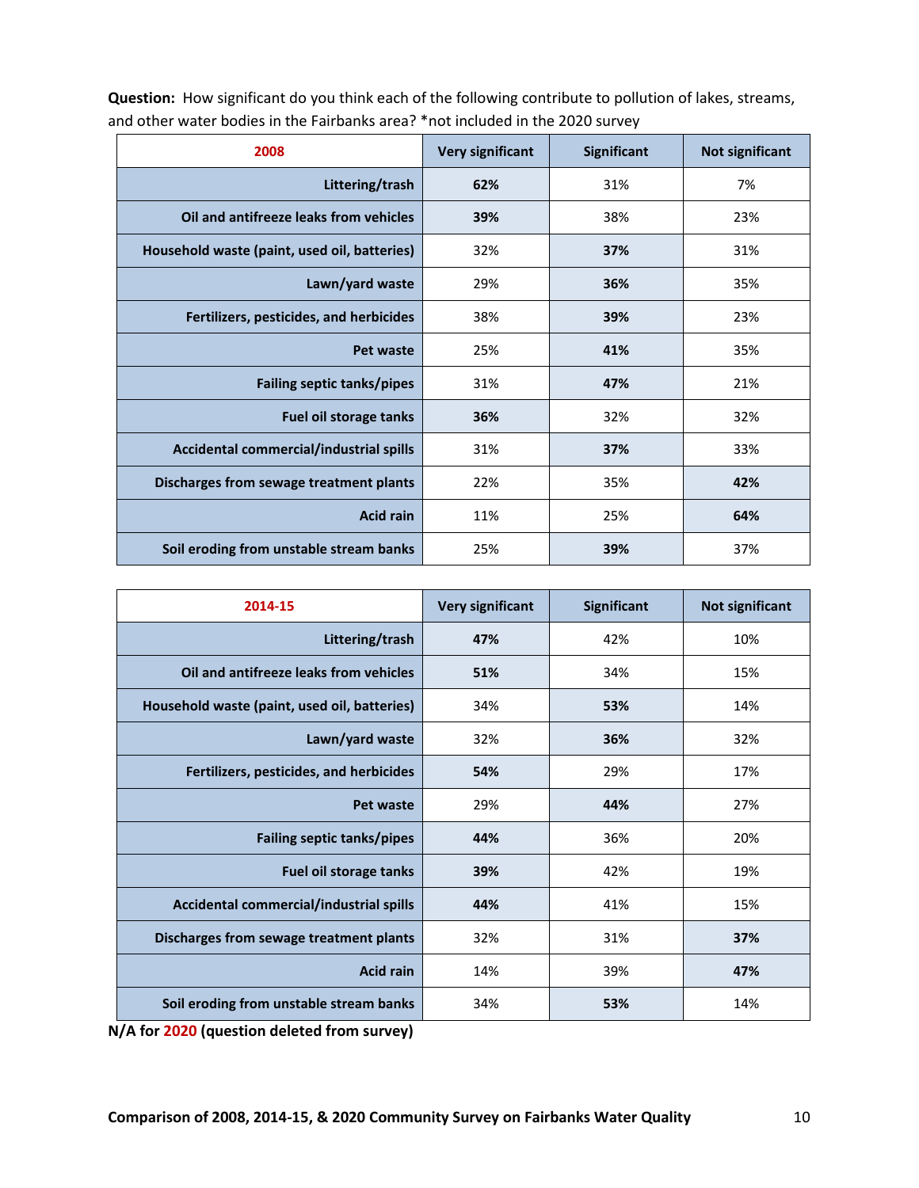**Question:** How significant do you think each of the following contribute to pollution of lakes, streams, and other water bodies in the Fairbanks area? *not included in the 2020 survey

| 2008 | Very significant | Significant | Not significant |
|---|---|---|---|
| Littering/trash | **62%** | 31% | 7% |
| Oil and antifreeze leaks from vehicles | **39%** | 38% | 23% |
| Household waste (paint, used oil, batteries) | 32% | **37%** | 31% |
| Lawn/yard waste | 29% | **36%** | 35% |
| Fertilizers, pesticides, and herbicides | 38% | **39%** | 23% |
| Pet waste | 25% | **41%** | 35% |
| Failing septic tanks/pipes | 31% | **47%** | 21% |
| Fuel oil storage tanks | **36%** | 32% | 32% |
| Accidental commercial/industrial spills | 31% | **37%** | 33% |
| Discharges from sewage treatment plants | 22% | 35% | **42%** |
| Acid rain | 11% | 25% | **64%** |
| Soil eroding from unstable stream banks | 25% | **39%** | 37% |

| 2014-15 | Very significant | Significant | Not significant |
|---|---|---|---|
| Littering/trash | **47%** | 42% | 10% |
| Oil and antifreeze leaks from vehicles | **51%** | 34% | 15% |
| Household waste (paint, used oil, batteries) | 34% | **53%** | 14% |
| Lawn/yard waste | 32% | **36%** | 32% |
| Fertilizers, pesticides, and herbicides | **54%** | 29% | 17% |
| Pet waste | 29% | **44%** | 27% |
| Failing septic tanks/pipes | **44%** | 36% | 20% |
| Fuel oil storage tanks | **39%** | 42% | 19% |
| Accidental commercial/industrial spills | **44%** | 41% | 15% |
| Discharges from sewage treatment plants | 32% | 31% | **37%** |
| Acid rain | 14% | 39% | **47%** |
| Soil eroding from unstable stream banks | 34% | **53%** | 14% |

**N/A for 2020 (question deleted from survey)**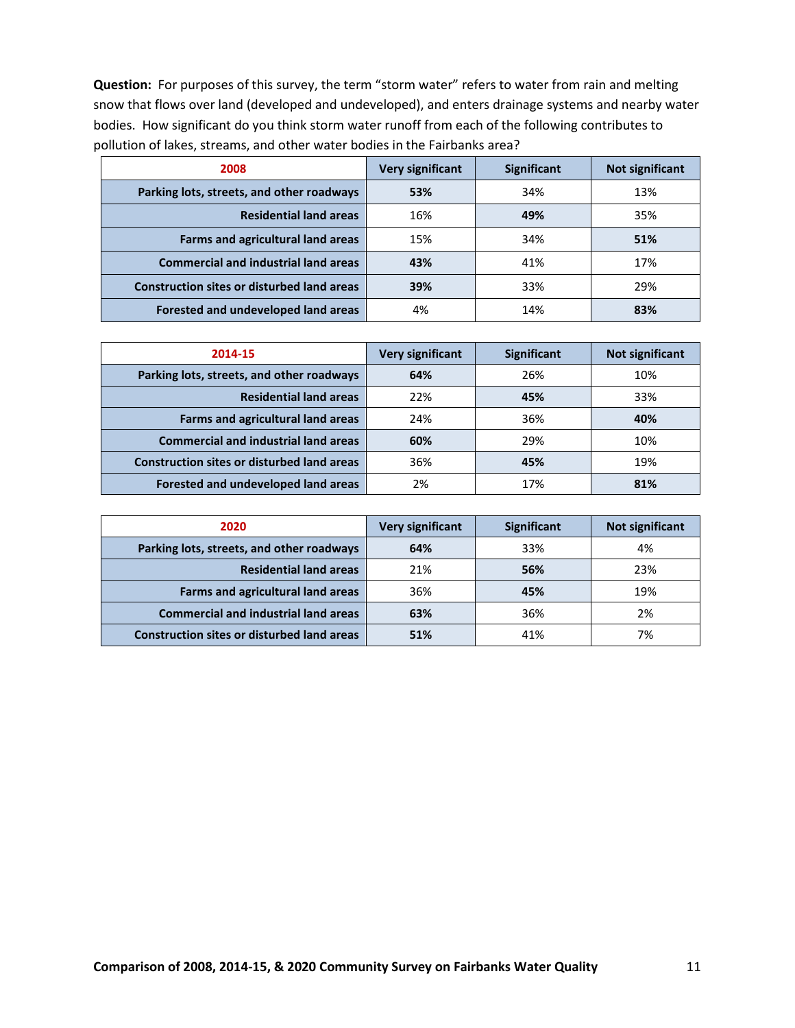**Question:** For purposes of this survey, the term "storm water" refers to water from rain and melting snow that flows over land (developed and undeveloped), and enters drainage systems and nearby water bodies. How significant do you think storm water runoff from each of the following contributes to pollution of lakes, streams, and other water bodies in the Fairbanks area?

| 2008 | Very significant | Significant | Not significant |
|---|---|---|---|
| **Parking lots, streets, and other roadways** | **53%** | 34% | 13% |
| **Residential land areas** | 16% | **49%** | 35% |
| **Farms and agricultural land areas** | 15% | 34% | **51%** |
| **Commercial and industrial land areas** | **43%** | 41% | 17% |
| **Construction sites or disturbed land areas** | **39%** | 33% | 29% |
| **Forested and undeveloped land areas** | 4% | 14% | **83%** |

| 2014-15 | Very significant | Significant | Not significant |
|---|---|---|---|
| **Parking lots, streets, and other roadways** | **64%** | 26% | 10% |
| **Residential land areas** | 22% | **45%** | 33% |
| **Farms and agricultural land areas** | 24% | 36% | **40%** |
| **Commercial and industrial land areas** | **60%** | 29% | 10% |
| **Construction sites or disturbed land areas** | 36% | **45%** | 19% |
| **Forested and undeveloped land areas** | 2% | 17% | **81%** |

| 2020 | Very significant | Significant | Not significant |
|---|---|---|---|
| **Parking lots, streets, and other roadways** | **64%** | 33% | 4% |
| **Residential land areas** | 21% | **56%** | 23% |
| **Farms and agricultural land areas** | 36% | **45%** | 19% |
| **Commercial and industrial land areas** | **63%** | 36% | 2% |
| **Construction sites or disturbed land areas** | **51%** | 41% | 7% |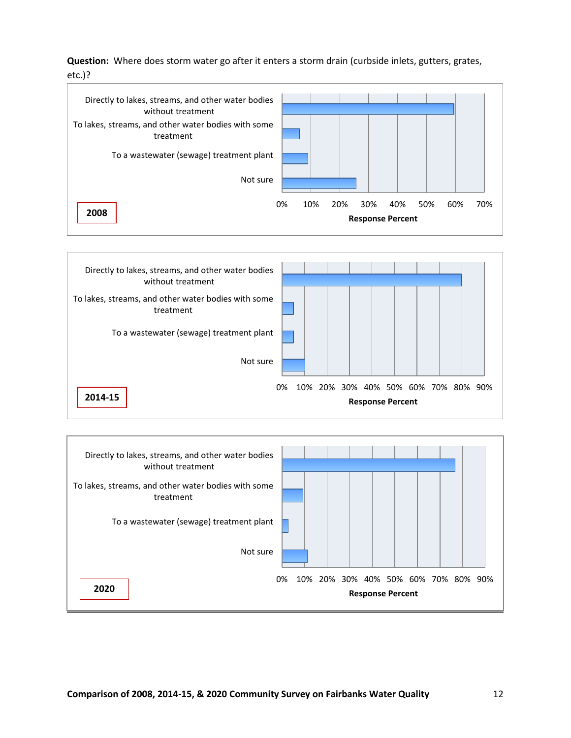**Question:** Where does storm water go after it enters a storm drain (curbside inlets, gutters, grates, etc.)?

**2008**

Directly to lakes, streams, and other water bodies without treatment

To lakes, streams, and other water bodies with some treatment

To a wastewater (sewage) treatment plant

Not sure

0% 10% 20% 30% 40% 50% 60% 70%

**Response Percent**

**2014-15**

Directly to lakes, streams, and other water bodies without treatment

To lakes, streams, and other water bodies with some treatment

To a wastewater (sewage) treatment plant

Not sure

0% 10% 20% 30% 40% 50% 60% 70% 80% 90%

**Response Percent**

**2020**

Directly to lakes, streams, and other water bodies without treatment

To lakes, streams, and other water bodies with some treatment

To a wastewater (sewage) treatment plant

Not sure

0% 10% 20% 30% 40% 50% 60% 70% 80% 90%

**Response Percent**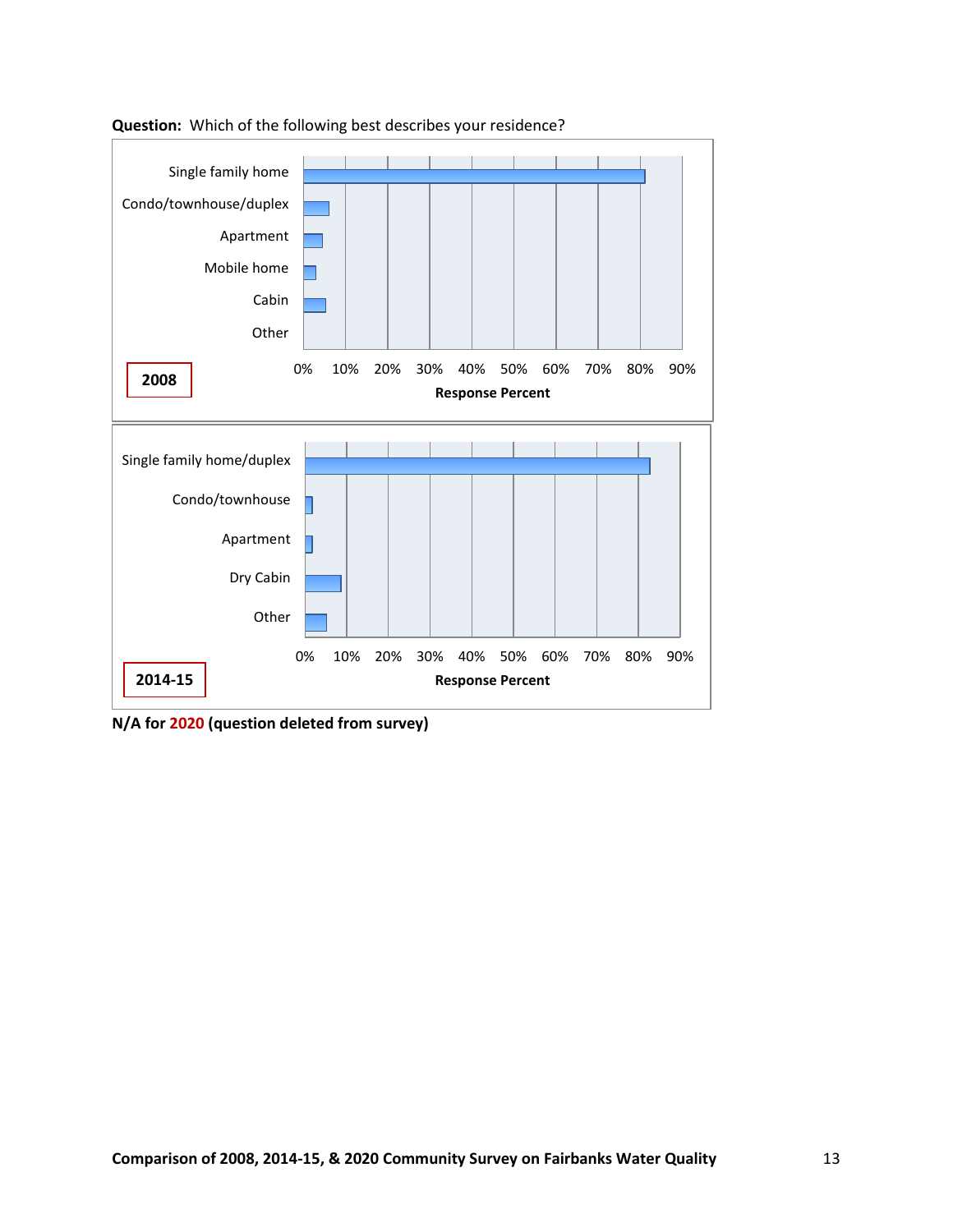**Question:** Which of the following best describes your residence?

**2008**

| Response | Response Percent |
|---|---|
| Single family home | ~81% |
| Condo/townhouse/duplex | ~6% |
| Apartment | ~4.5% |
| Mobile home | ~3% |
| Cabin | ~5% |
| Other | ~0% |

**2014-15**

| Response | Response Percent |
|---|---|
| Single family home/duplex | ~82% |
| Condo/townhouse | ~2% |
| Apartment | ~2% |
| Dry Cabin | ~9% |
| Other | ~5% |

**N/A for 2020 (question deleted from survey)**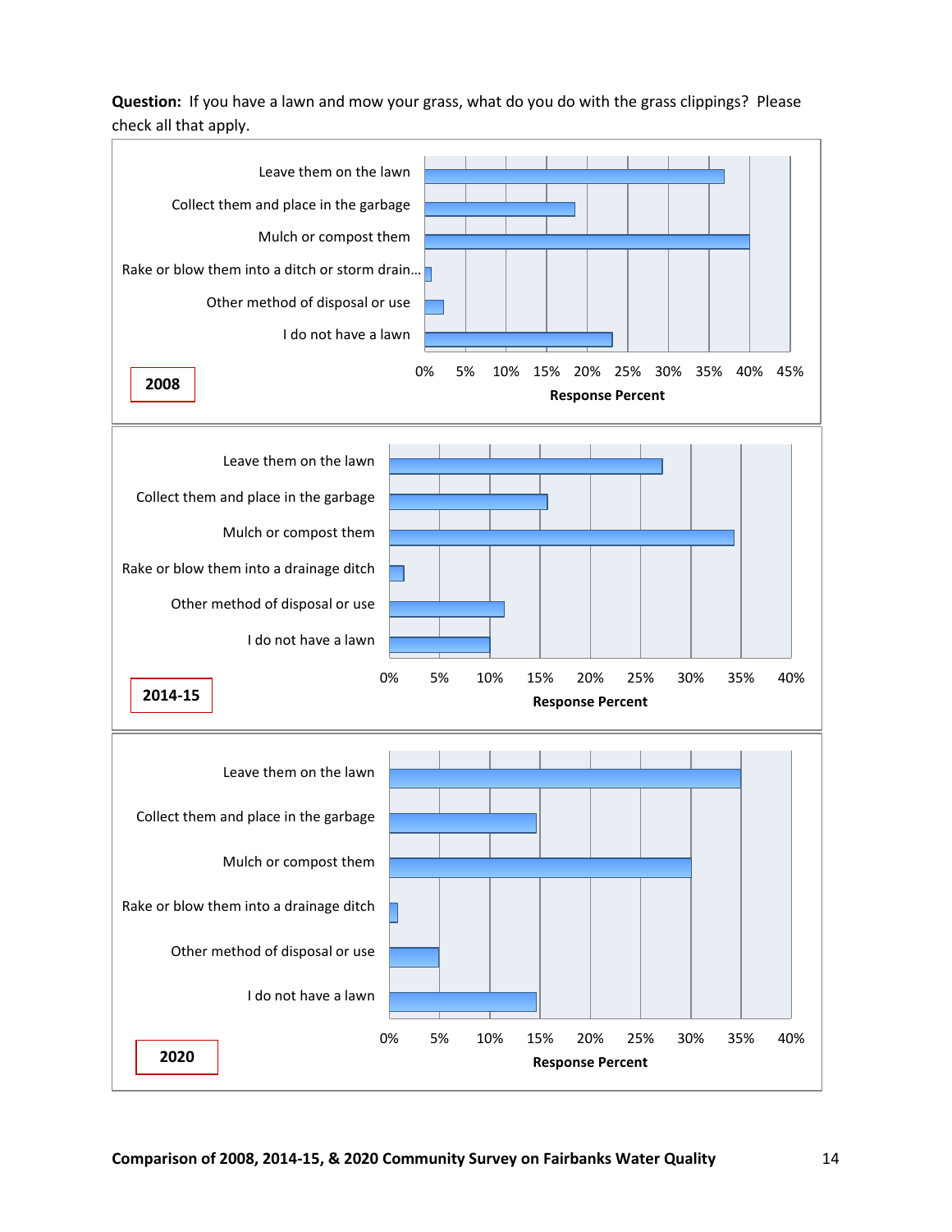**Question:** If you have a lawn and mow your grass, what do you do with the grass clippings? Please check all that apply.

**2008**

- Leave them on the lawn
- Collect them and place in the garbage
- Mulch or compost them
- Rake or blow them into a ditch or storm drain…
- Other method of disposal or use
- I do not have a lawn

0% 5% 10% 15% 20% 25% 30% 35% 40% 45%

**Response Percent**

**2014-15**

- Leave them on the lawn
- Collect them and place in the garbage
- Mulch or compost them
- Rake or blow them into a drainage ditch
- Other method of disposal or use
- I do not have a lawn

0% 5% 10% 15% 20% 25% 30% 35% 40%

**Response Percent**

**2020**

- Leave them on the lawn
- Collect them and place in the garbage
- Mulch or compost them
- Rake or blow them into a drainage ditch
- Other method of disposal or use
- I do not have a lawn

0% 5% 10% 15% 20% 25% 30% 35% 40%

**Response Percent**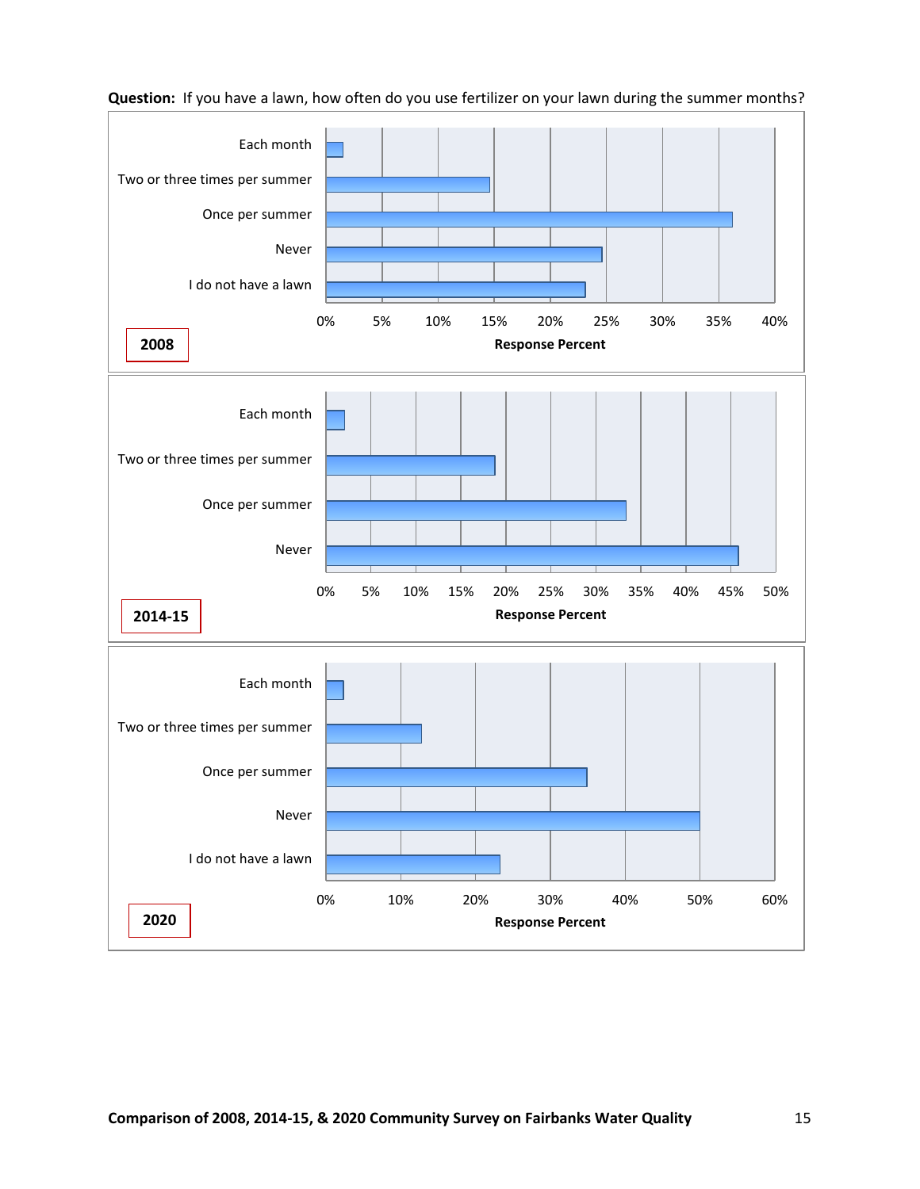**Question:** If you have a lawn, how often do you use fertilizer on your lawn during the summer months?

**2008**

| Response | Response Percent |
|---|---|
| Each month | |
| Two or three times per summer | |
| Once per summer | |
| Never | |
| I do not have a lawn | |

Response Percent: 0%, 5%, 10%, 15%, 20%, 25%, 30%, 35%, 40%

**2014-15**

| Response | Response Percent |
|---|---|
| Each month | |
| Two or three times per summer | |
| Once per summer | |
| Never | |

Response Percent: 0%, 5%, 10%, 15%, 20%, 25%, 30%, 35%, 40%, 45%, 50%

**2020**

| Response | Response Percent |
|---|---|
| Each month | |
| Two or three times per summer | |
| Once per summer | |
| Never | |
| I do not have a lawn | |

Response Percent: 0%, 10%, 20%, 30%, 40%, 50%, 60%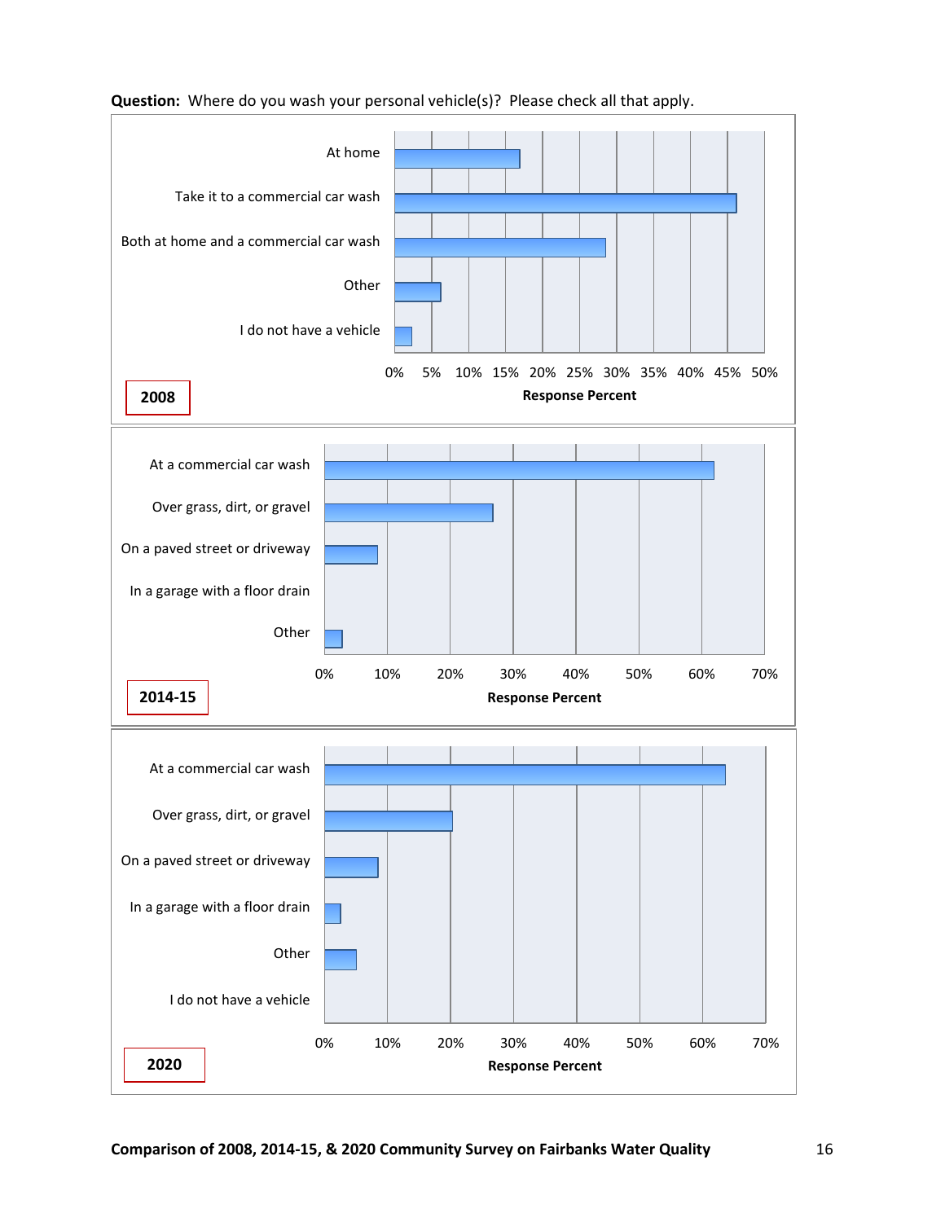**Question:** Where do you wash your personal vehicle(s)? Please check all that apply.

**2008**

At home

Take it to a commercial car wash

Both at home and a commercial car wash

Other

I do not have a vehicle

0% 5% 10% 15% 20% 25% 30% 35% 40% 45% 50%

**Response Percent**

**2014-15**

At a commercial car wash

Over grass, dirt, or gravel

On a paved street or driveway

In a garage with a floor drain

Other

0% 10% 20% 30% 40% 50% 60% 70%

**Response Percent**

**2020**

At a commercial car wash

Over grass, dirt, or gravel

On a paved street or driveway

In a garage with a floor drain

Other

I do not have a vehicle

0% 10% 20% 30% 40% 50% 60% 70%

**Response Percent**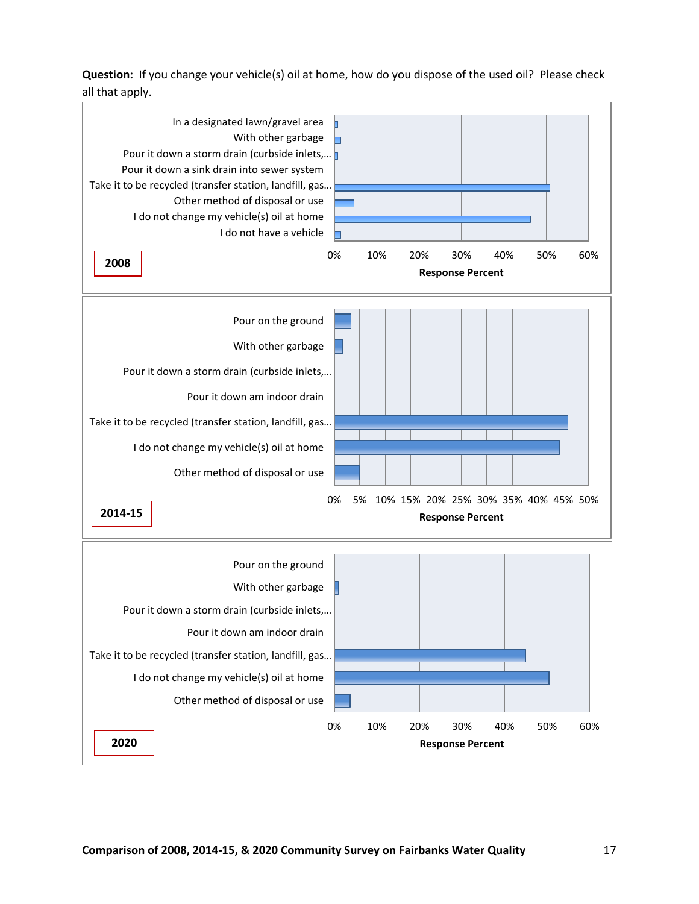**Question:** If you change your vehicle(s) oil at home, how do you dispose of the used oil? Please check all that apply.

**2008**

| Response | Response Percent (approx.) |
|---|---|
| In a designated lawn/gravel area | ~1% |
| With other garbage | ~1% |
| Pour it down a storm drain (curbside inlets,… | ~1% |
| Pour it down a sink drain into sewer system | 0% |
| Take it to be recycled (transfer station, landfill, gas… | ~51% |
| Other method of disposal or use | ~5% |
| I do not change my vehicle(s) oil at home | ~46% |
| I do not have a vehicle | ~1% |

Response Percent (axis: 0%–60%)

**2014-15**

| Response | Response Percent (approx.) |
|---|---|
| Pour on the ground | ~3% |
| With other garbage | ~2% |
| Pour it down a storm drain (curbside inlets,… | 0% |
| Pour it down am indoor drain | 0% |
| Take it to be recycled (transfer station, landfill, gas… | ~46% |
| I do not change my vehicle(s) oil at home | ~44% |
| Other method of disposal or use | ~5% |

Response Percent (axis: 0%–50%)

**2020**

| Response | Response Percent (approx.) |
|---|---|
| Pour on the ground | 0% |
| With other garbage | ~1% |
| Pour it down a storm drain (curbside inlets,… | 0% |
| Pour it down am indoor drain | 0% |
| Take it to be recycled (transfer station, landfill, gas… | ~45% |
| I do not change my vehicle(s) oil at home | ~50% |
| Other method of disposal or use | ~4% |

Response Percent (axis: 0%–60%)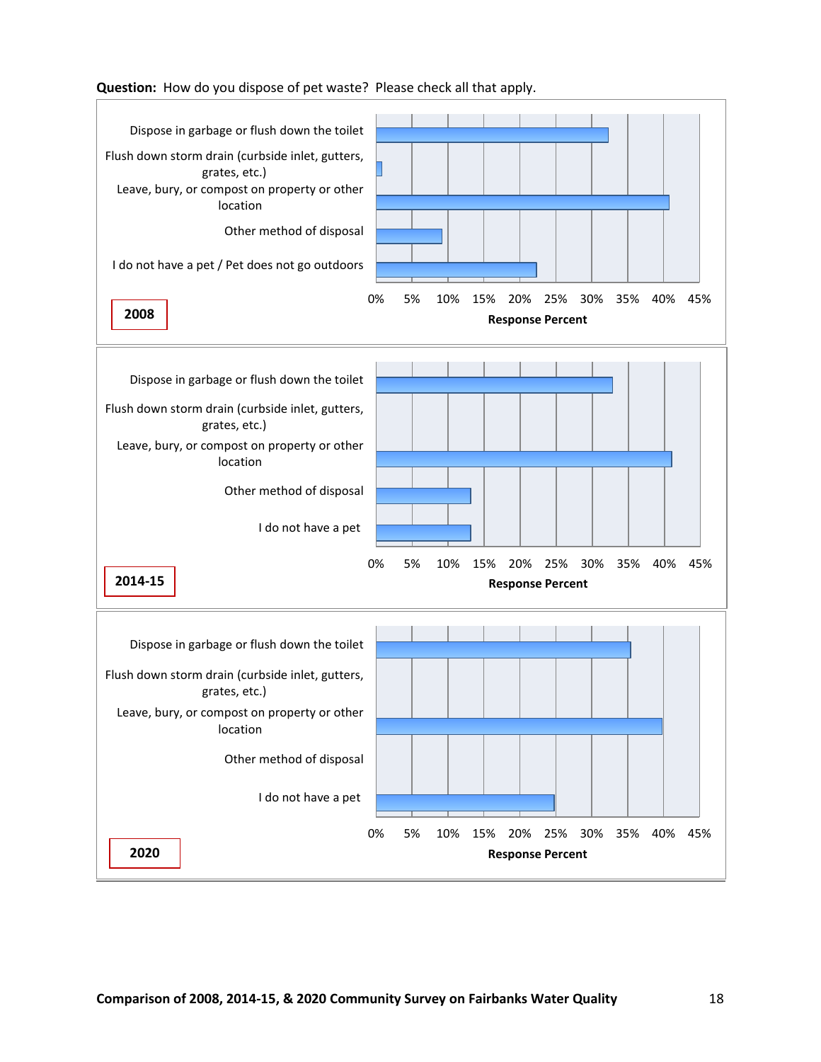**Question:** How do you dispose of pet waste? Please check all that apply.

**2008**

| Response | Response Percent |
|---|---|
| Dispose in garbage or flush down the toilet | ~32% |
| Flush down storm drain (curbside inlet, gutters, grates, etc.) | ~1% |
| Leave, bury, or compost on property or other location | ~41% |
| Other method of disposal | ~9% |
| I do not have a pet / Pet does not go outdoors | ~22% |

**2014-15**

| Response | Response Percent |
|---|---|
| Dispose in garbage or flush down the toilet | ~33% |
| Flush down storm drain (curbside inlet, gutters, grates, etc.) | 0% |
| Leave, bury, or compost on property or other location | ~41% |
| Other method of disposal | ~13% |
| I do not have a pet | ~13% |

**2020**

| Response | Response Percent |
|---|---|
| Dispose in garbage or flush down the toilet | ~35% |
| Flush down storm drain (curbside inlet, gutters, grates, etc.) | 0% |
| Leave, bury, or compost on property or other location | ~40% |
| Other method of disposal | 0% |
| I do not have a pet | ~25% |

**Comparison of 2008, 2014-15, & 2020 Community Survey on Fairbanks Water Quality**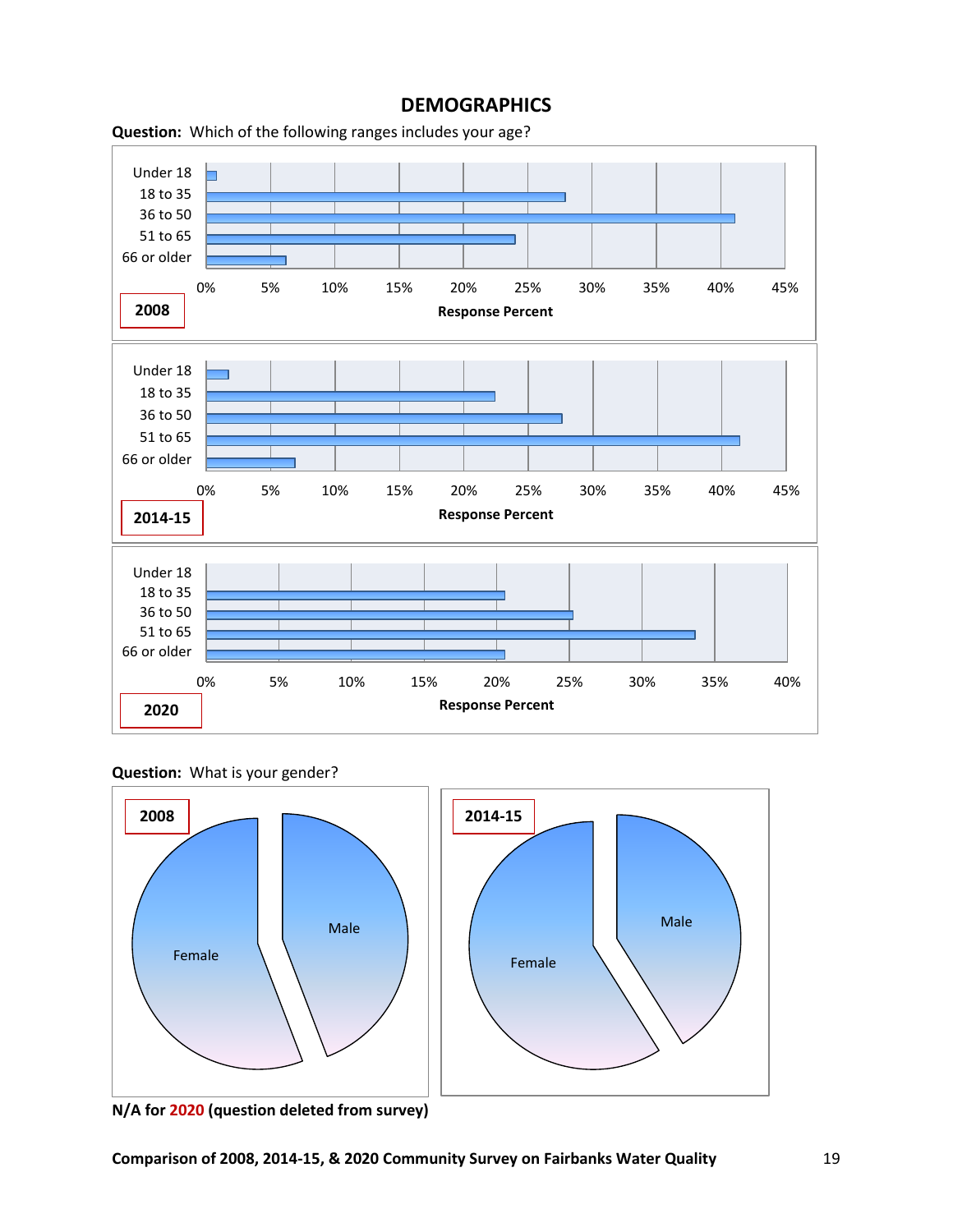# DEMOGRAPHICS

**Question:** Which of the following ranges includes your age?

**2008**

Under 18
18 to 35
36 to 50
51 to 65
66 or older

0% 5% 10% 15% 20% 25% 30% 35% 40% 45%

**Response Percent**

**2014-15**

Under 18
18 to 35
36 to 50
51 to 65
66 or older

0% 5% 10% 15% 20% 25% 30% 35% 40% 45%

**Response Percent**

**2020**

Under 18
18 to 35
36 to 50
51 to 65
66 or older

0% 5% 10% 15% 20% 25% 30% 35% 40%

**Response Percent**

**Question:** What is your gender?

**2008**

Female
Male

**2014-15**

Female
Male

**N/A for 2020 (question deleted from survey)**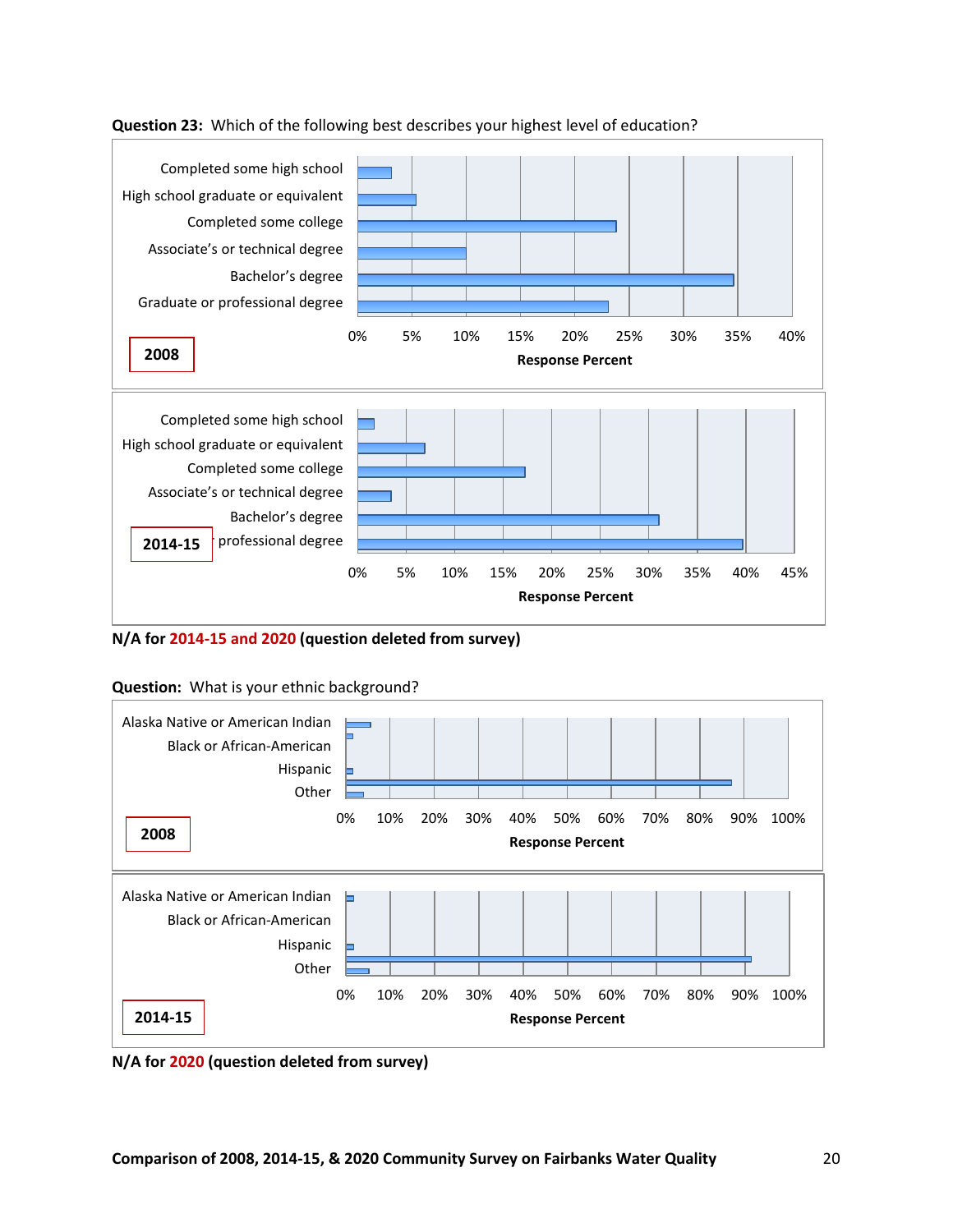**Question 23:** Which of the following best describes your highest level of education?

2008

| Response | Response Percent |
|---|---|
| Completed some high school | |
| High school graduate or equivalent | |
| Completed some college | |
| Associate's or technical degree | |
| Bachelor's degree | |
| Graduate or professional degree | |

2014-15

| Response | Response Percent |
|---|---|
| Completed some high school | |
| High school graduate or equivalent | |
| Completed some college | |
| Associate's or technical degree | |
| Bachelor's degree | |
| Graduate or professional degree | |

**N/A for 2014-15 and 2020 (question deleted from survey)**

**Question:** What is your ethnic background?

2008

| Response | Response Percent |
|---|---|
| Alaska Native or American Indian | |
| Black or African-American | |
| Hispanic | |
| Other | |

2014-15

| Response | Response Percent |
|---|---|
| Alaska Native or American Indian | |
| Black or African-American | |
| Hispanic | |
| Other | |

**N/A for 2020 (question deleted from survey)**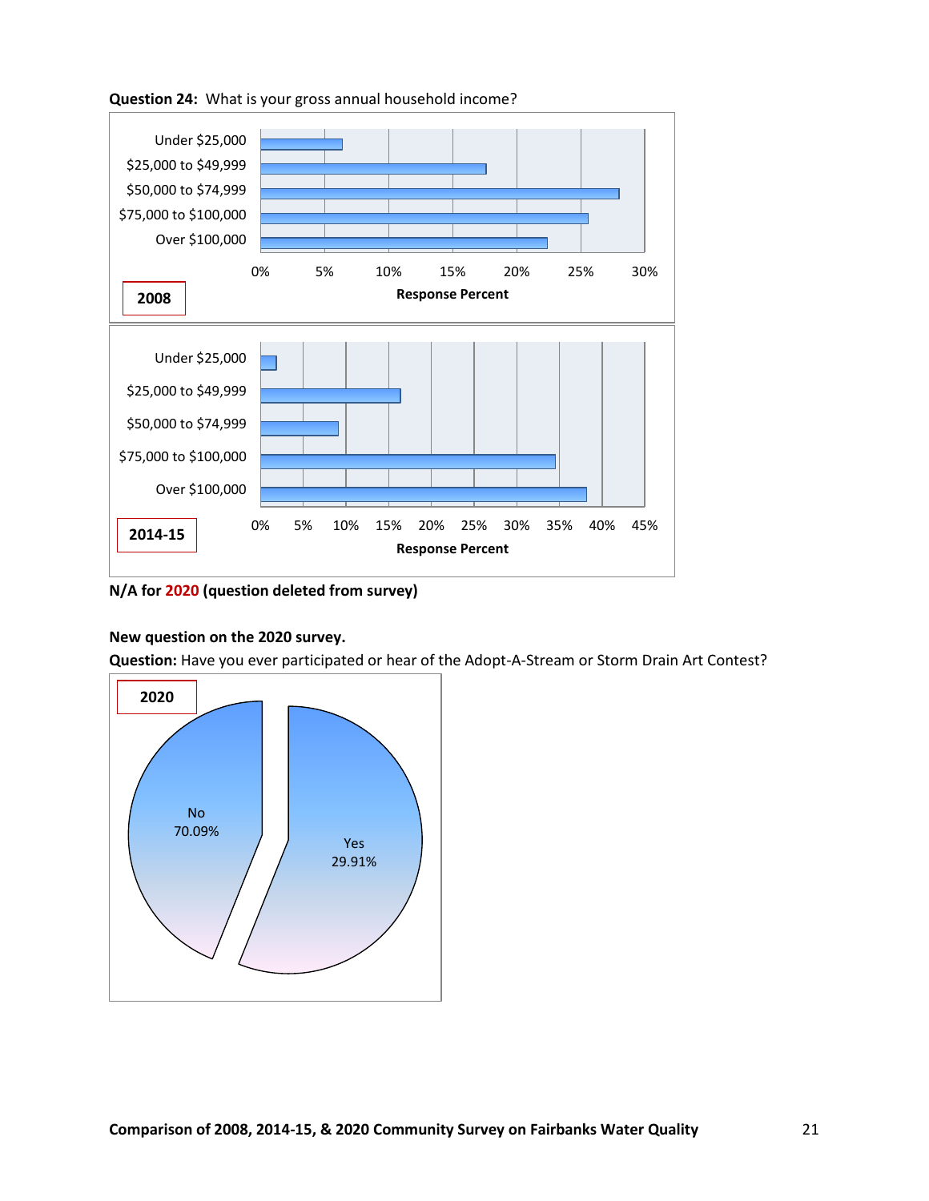**Question 24:** What is your gross annual household income?

Under $25,000
$25,000 to $49,999
$50,000 to $74,999
$75,000 to $100,000
Over $100,000

0% 5% 10% 15% 20% 25% 30%

Response Percent

2008

Under $25,000
$25,000 to $49,999
$50,000 to $74,999
$75,000 to $100,000
Over $100,000

0% 5% 10% 15% 20% 25% 30% 35% 40% 45%

Response Percent

2014-15

**N/A for 2020 (question deleted from survey)**

**New question on the 2020 survey.**

**Question:** Have you ever participated or hear of the Adopt-A-Stream or Storm Drain Art Contest?

2020

No
70.09%

Yes
29.91%